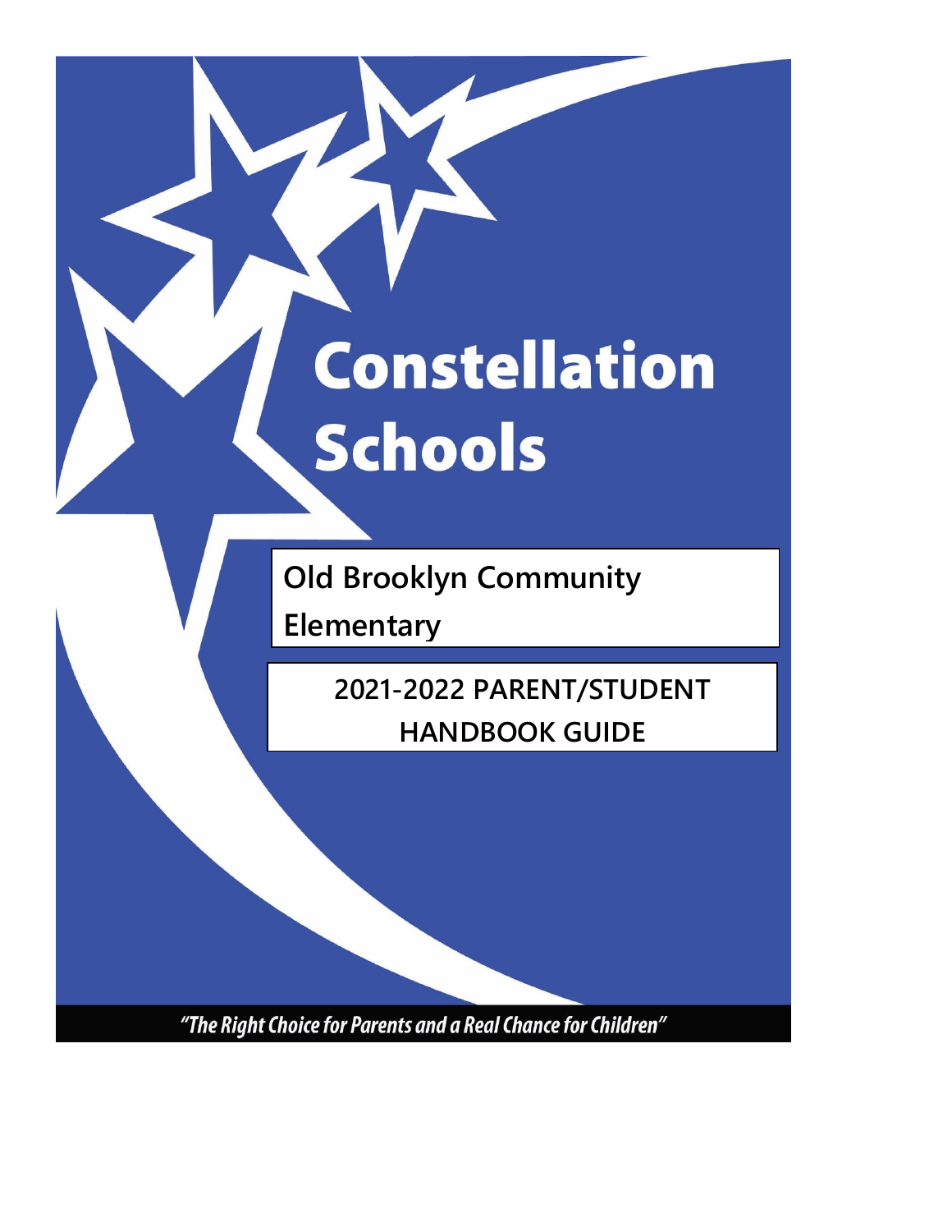# Constellation Schools

## Old Brooklyn Community Elementary

## 2021-2022 PARENT/STUDENT HANDBOOK GUIDE

*"The Right Choice for Parents and a Real Chance for Children"*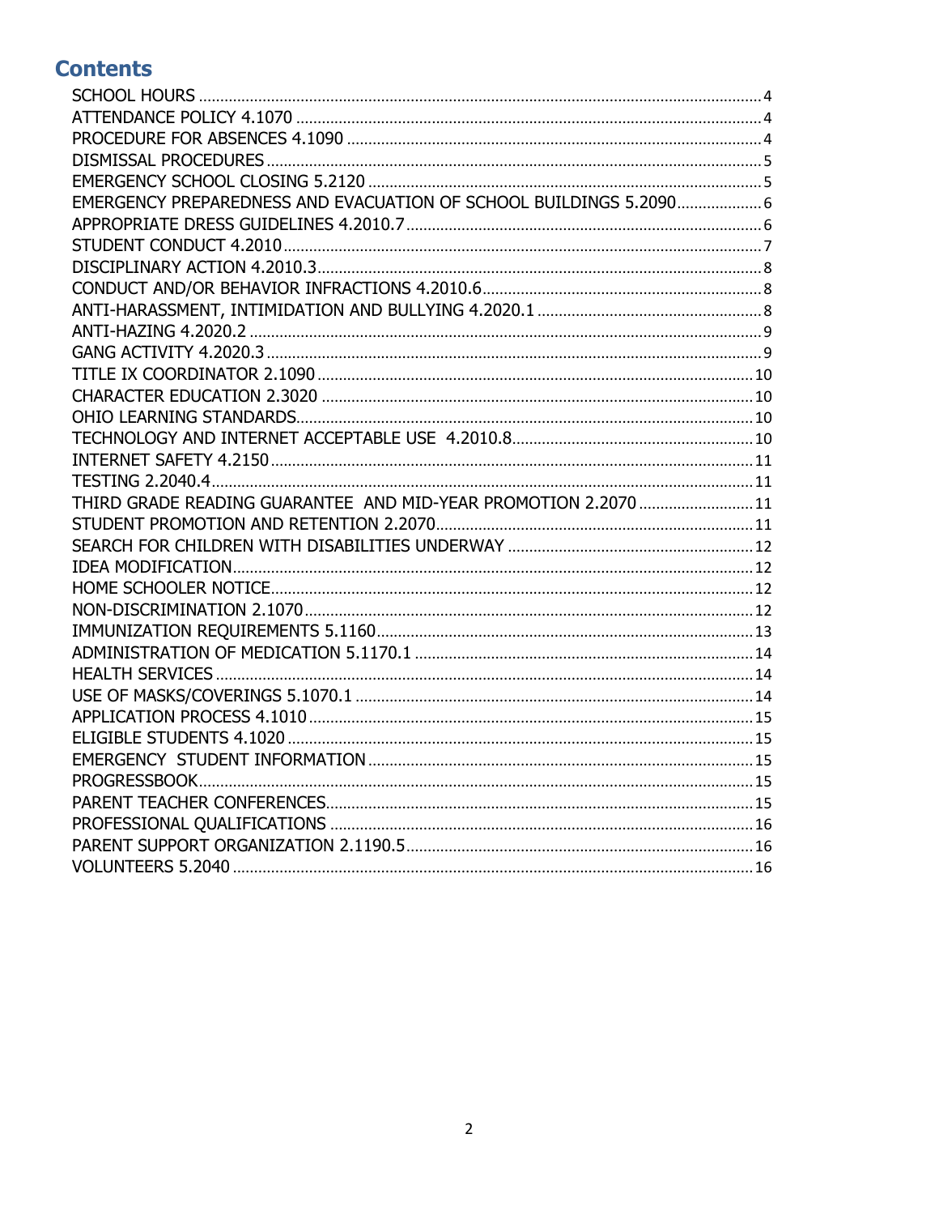## Contents

SCHOOL HOURS ........ 4
ATTENDANCE POLICY 4.1070 ........ 4
PROCEDURE FOR ABSENCES 4.1090 ........ 4
DISMISSAL PROCEDURES ........ 5
EMERGENCY SCHOOL CLOSING 5.2120 ........ 5
EMERGENCY PREPAREDNESS AND EVACUATION OF SCHOOL BUILDINGS 5.2090 ........ 6
APPROPRIATE DRESS GUIDELINES 4.2010.7 ........ 6
STUDENT CONDUCT 4.2010 ........ 7
DISCIPLINARY ACTION 4.2010.3 ........ 8
CONDUCT AND/OR BEHAVIOR INFRACTIONS 4.2010.6 ........ 8
ANTI-HARASSMENT, INTIMIDATION AND BULLYING 4.2020.1 ........ 8
ANTI-HAZING 4.2020.2 ........ 9
GANG ACTIVITY 4.2020.3 ........ 9
TITLE IX COORDINATOR 2.1090 ........ 10
CHARACTER EDUCATION 2.3020 ........ 10
OHIO LEARNING STANDARDS ........ 10
TECHNOLOGY AND INTERNET ACCEPTABLE USE 4.2010.8 ........ 10
INTERNET SAFETY 4.2150 ........ 11
TESTING 2.2040.4 ........ 11
THIRD GRADE READING GUARANTEE AND MID-YEAR PROMOTION 2.2070 ........ 11
STUDENT PROMOTION AND RETENTION 2.2070 ........ 11
SEARCH FOR CHILDREN WITH DISABILITIES UNDERWAY ........ 12
IDEA MODIFICATION ........ 12
HOME SCHOOLER NOTICE ........ 12
NON-DISCRIMINATION 2.1070 ........ 12
IMMUNIZATION REQUIREMENTS 5.1160 ........ 13
ADMINISTRATION OF MEDICATION 5.1170.1 ........ 14
HEALTH SERVICES ........ 14
USE OF MASKS/COVERINGS 5.1070.1 ........ 14
APPLICATION PROCESS 4.1010 ........ 15
ELIGIBLE STUDENTS 4.1020 ........ 15
EMERGENCY STUDENT INFORMATION ........ 15
PROGRESSBOOK ........ 15
PARENT TEACHER CONFERENCES ........ 15
PROFESSIONAL QUALIFICATIONS ........ 16
PARENT SUPPORT ORGANIZATION 2.1190.5 ........ 16
VOLUNTEERS 5.2040 ........ 16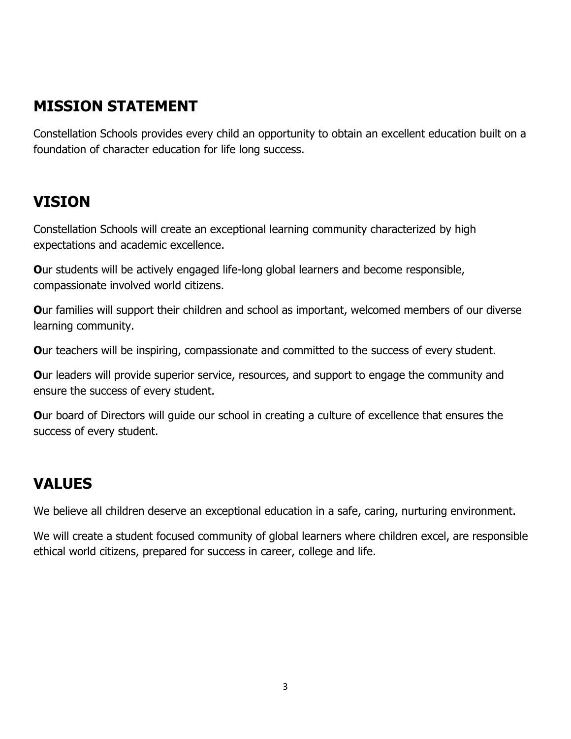## MISSION STATEMENT

Constellation Schools provides every child an opportunity to obtain an excellent education built on a foundation of character education for life long success.

## VISION

Constellation Schools will create an exceptional learning community characterized by high expectations and academic excellence.

**O**ur students will be actively engaged life-long global learners and become responsible, compassionate involved world citizens.

**O**ur families will support their children and school as important, welcomed members of our diverse learning community.

**O**ur teachers will be inspiring, compassionate and committed to the success of every student.

**O**ur leaders will provide superior service, resources, and support to engage the community and ensure the success of every student.

**O**ur board of Directors will guide our school in creating a culture of excellence that ensures the success of every student.

## VALUES

We believe all children deserve an exceptional education in a safe, caring, nurturing environment.

We will create a student focused community of global learners where children excel, are responsible ethical world citizens, prepared for success in career, college and life.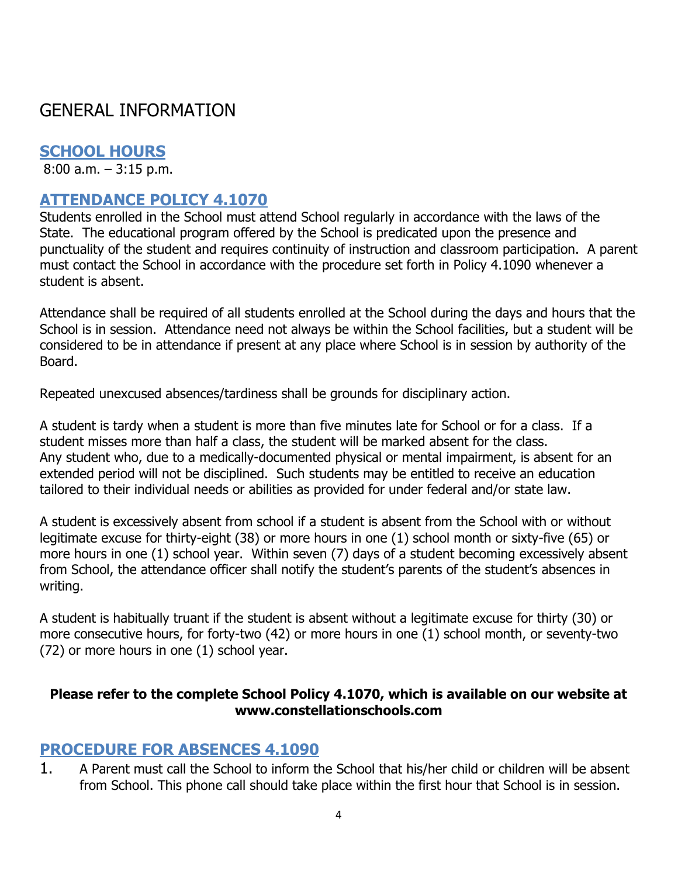# GENERAL INFORMATION

## SCHOOL HOURS

8:00 a.m. – 3:15 p.m.

## ATTENDANCE POLICY 4.1070

Students enrolled in the School must attend School regularly in accordance with the laws of the State. The educational program offered by the School is predicated upon the presence and punctuality of the student and requires continuity of instruction and classroom participation. A parent must contact the School in accordance with the procedure set forth in Policy 4.1090 whenever a student is absent.

Attendance shall be required of all students enrolled at the School during the days and hours that the School is in session. Attendance need not always be within the School facilities, but a student will be considered to be in attendance if present at any place where School is in session by authority of the Board.

Repeated unexcused absences/tardiness shall be grounds for disciplinary action.

A student is tardy when a student is more than five minutes late for School or for a class. If a student misses more than half a class, the student will be marked absent for the class.
Any student who, due to a medically-documented physical or mental impairment, is absent for an extended period will not be disciplined. Such students may be entitled to receive an education tailored to their individual needs or abilities as provided for under federal and/or state law.

A student is excessively absent from school if a student is absent from the School with or without legitimate excuse for thirty-eight (38) or more hours in one (1) school month or sixty-five (65) or more hours in one (1) school year. Within seven (7) days of a student becoming excessively absent from School, the attendance officer shall notify the student's parents of the student's absences in writing.

A student is habitually truant if the student is absent without a legitimate excuse for thirty (30) or more consecutive hours, for forty-two (42) or more hours in one (1) school month, or seventy-two (72) or more hours in one (1) school year.

**Please refer to the complete School Policy 4.1070, which is available on our website at www.constellationschools.com**

## PROCEDURE FOR ABSENCES 4.1090

1. A Parent must call the School to inform the School that his/her child or children will be absent from School. This phone call should take place within the first hour that School is in session.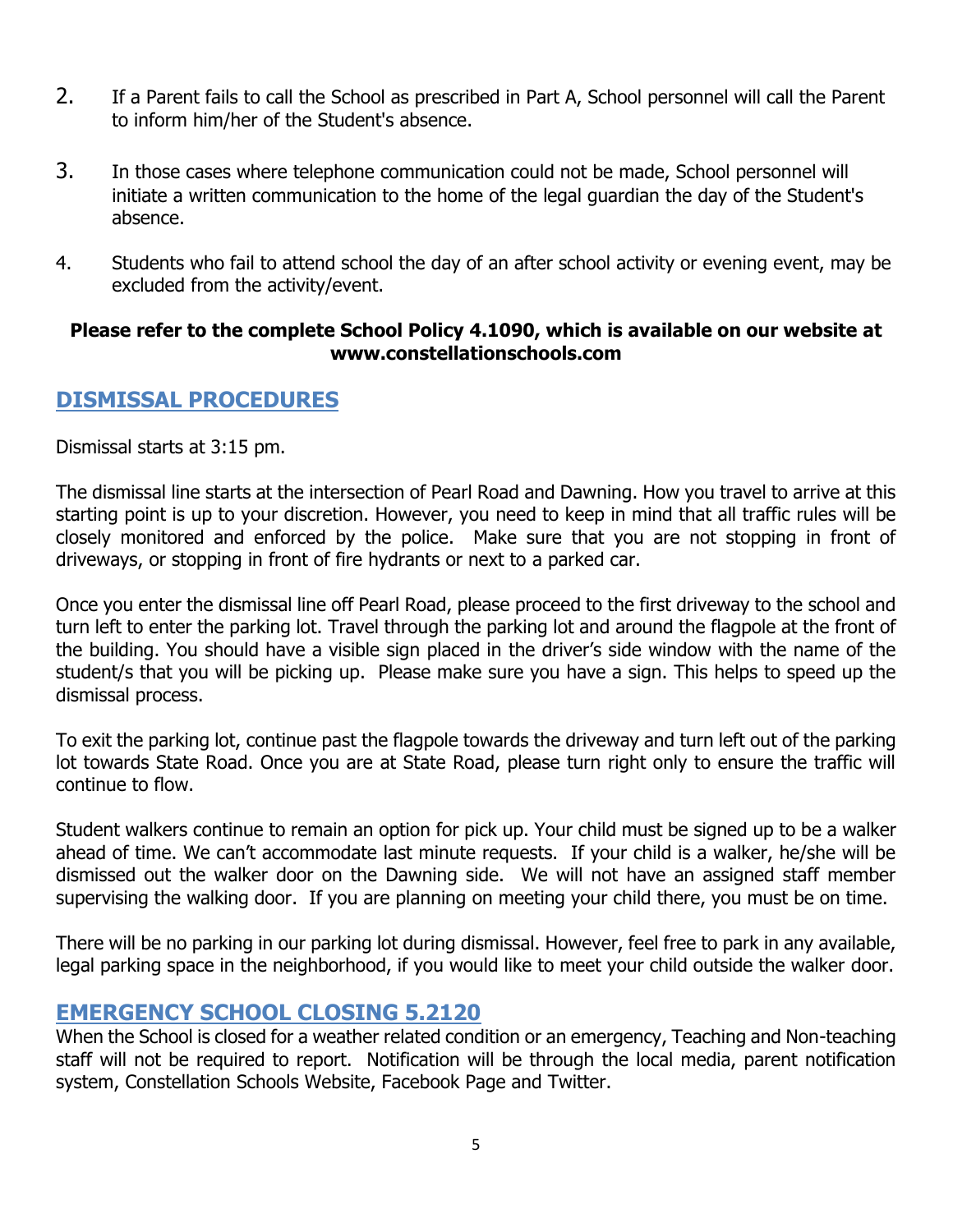2. If a Parent fails to call the School as prescribed in Part A, School personnel will call the Parent to inform him/her of the Student's absence.

3. In those cases where telephone communication could not be made, School personnel will initiate a written communication to the home of the legal guardian the day of the Student's absence.

4. Students who fail to attend school the day of an after school activity or evening event, may be excluded from the activity/event.

**Please refer to the complete School Policy 4.1090, which is available on our website at www.constellationschools.com**

## DISMISSAL PROCEDURES

Dismissal starts at 3:15 pm.

The dismissal line starts at the intersection of Pearl Road and Dawning. How you travel to arrive at this starting point is up to your discretion. However, you need to keep in mind that all traffic rules will be closely monitored and enforced by the police. Make sure that you are not stopping in front of driveways, or stopping in front of fire hydrants or next to a parked car.

Once you enter the dismissal line off Pearl Road, please proceed to the first driveway to the school and turn left to enter the parking lot. Travel through the parking lot and around the flagpole at the front of the building. You should have a visible sign placed in the driver's side window with the name of the student/s that you will be picking up. Please make sure you have a sign. This helps to speed up the dismissal process.

To exit the parking lot, continue past the flagpole towards the driveway and turn left out of the parking lot towards State Road. Once you are at State Road, please turn right only to ensure the traffic will continue to flow.

Student walkers continue to remain an option for pick up. Your child must be signed up to be a walker ahead of time. We can't accommodate last minute requests. If your child is a walker, he/she will be dismissed out the walker door on the Dawning side. We will not have an assigned staff member supervising the walking door. If you are planning on meeting your child there, you must be on time.

There will be no parking in our parking lot during dismissal. However, feel free to park in any available, legal parking space in the neighborhood, if you would like to meet your child outside the walker door.

## EMERGENCY SCHOOL CLOSING 5.2120

When the School is closed for a weather related condition or an emergency, Teaching and Non-teaching staff will not be required to report. Notification will be through the local media, parent notification system, Constellation Schools Website, Facebook Page and Twitter.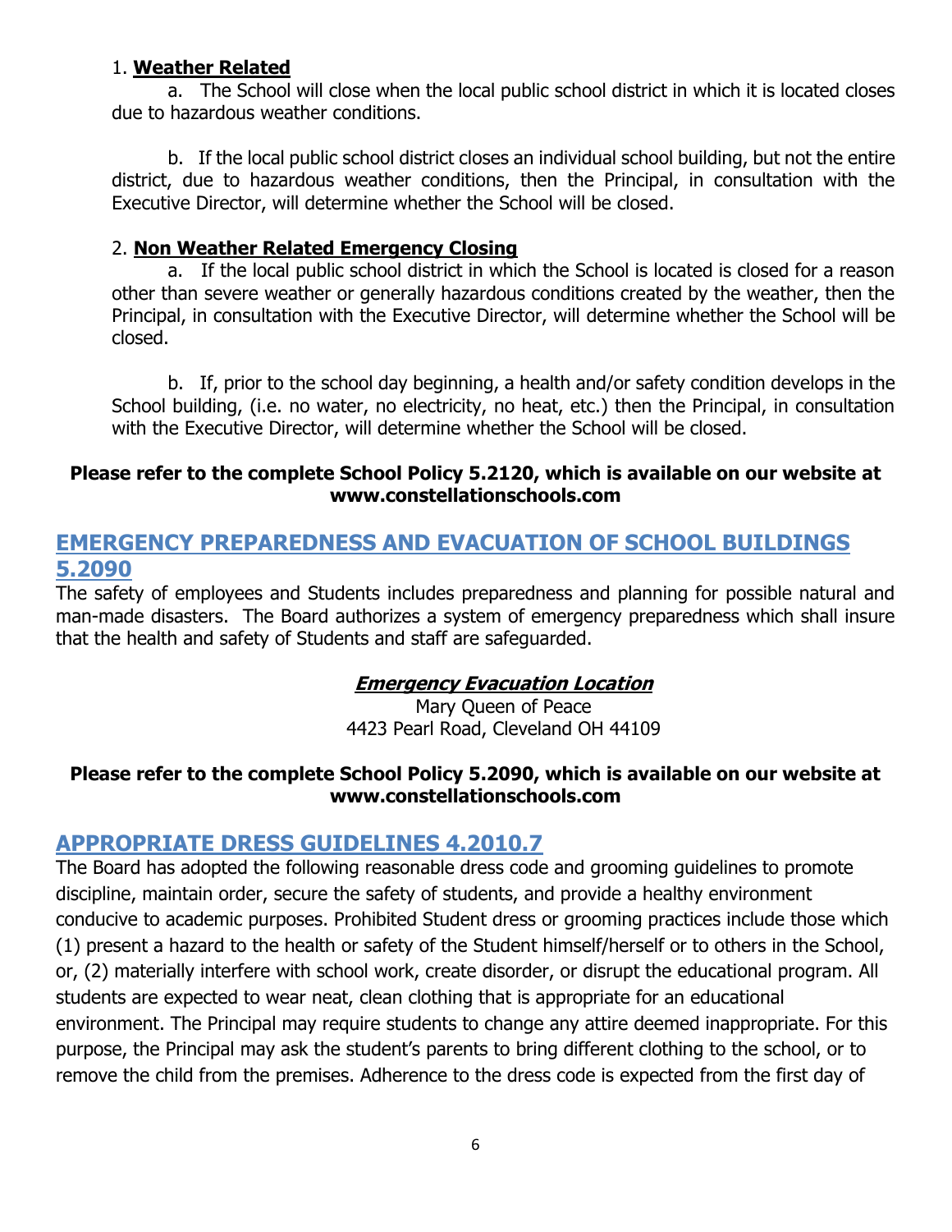1. **Weather Related**

a. The School will close when the local public school district in which it is located closes due to hazardous weather conditions.

b. If the local public school district closes an individual school building, but not the entire district, due to hazardous weather conditions, then the Principal, in consultation with the Executive Director, will determine whether the School will be closed.

2. **Non Weather Related Emergency Closing**

a. If the local public school district in which the School is located is closed for a reason other than severe weather or generally hazardous conditions created by the weather, then the Principal, in consultation with the Executive Director, will determine whether the School will be closed.

b. If, prior to the school day beginning, a health and/or safety condition develops in the School building, (i.e. no water, no electricity, no heat, etc.) then the Principal, in consultation with the Executive Director, will determine whether the School will be closed.

**Please refer to the complete School Policy 5.2120, which is available on our website at www.constellationschools.com**

## EMERGENCY PREPAREDNESS AND EVACUATION OF SCHOOL BUILDINGS 5.2090

The safety of employees and Students includes preparedness and planning for possible natural and man-made disasters. The Board authorizes a system of emergency preparedness which shall insure that the health and safety of Students and staff are safeguarded.

***Emergency Evacuation Location***

Mary Queen of Peace
4423 Pearl Road, Cleveland OH 44109

**Please refer to the complete School Policy 5.2090, which is available on our website at www.constellationschools.com**

## APPROPRIATE DRESS GUIDELINES 4.2010.7

The Board has adopted the following reasonable dress code and grooming guidelines to promote discipline, maintain order, secure the safety of students, and provide a healthy environment conducive to academic purposes. Prohibited Student dress or grooming practices include those which (1) present a hazard to the health or safety of the Student himself/herself or to others in the School, or, (2) materially interfere with school work, create disorder, or disrupt the educational program. All students are expected to wear neat, clean clothing that is appropriate for an educational environment. The Principal may require students to change any attire deemed inappropriate. For this purpose, the Principal may ask the student's parents to bring different clothing to the school, or to remove the child from the premises. Adherence to the dress code is expected from the first day of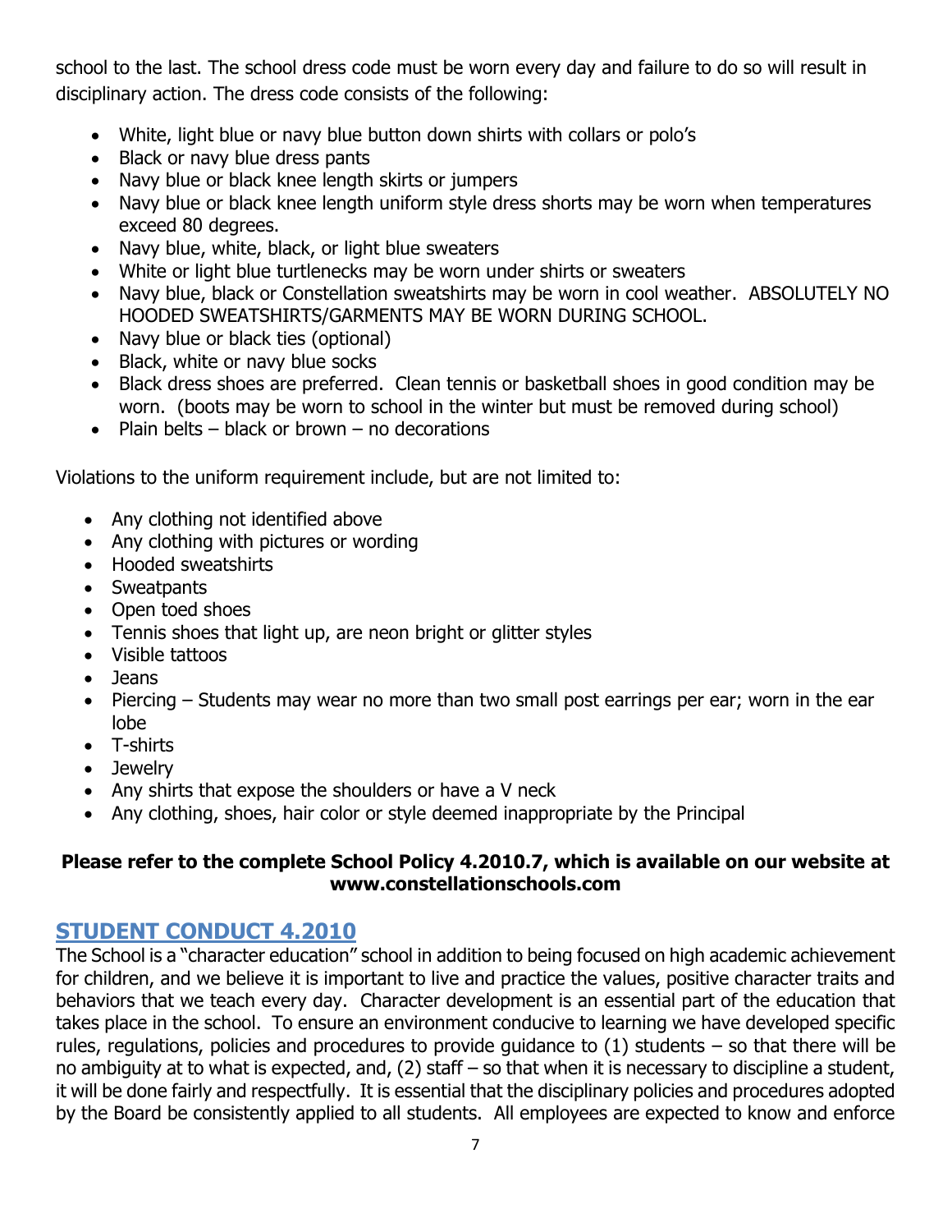school to the last. The school dress code must be worn every day and failure to do so will result in disciplinary action. The dress code consists of the following:

- White, light blue or navy blue button down shirts with collars or polo's
- Black or navy blue dress pants
- Navy blue or black knee length skirts or jumpers
- Navy blue or black knee length uniform style dress shorts may be worn when temperatures exceed 80 degrees.
- Navy blue, white, black, or light blue sweaters
- White or light blue turtlenecks may be worn under shirts or sweaters
- Navy blue, black or Constellation sweatshirts may be worn in cool weather. ABSOLUTELY NO HOODED SWEATSHIRTS/GARMENTS MAY BE WORN DURING SCHOOL.
- Navy blue or black ties (optional)
- Black, white or navy blue socks
- Black dress shoes are preferred. Clean tennis or basketball shoes in good condition may be worn. (boots may be worn to school in the winter but must be removed during school)
- Plain belts – black or brown – no decorations

Violations to the uniform requirement include, but are not limited to:

- Any clothing not identified above
- Any clothing with pictures or wording
- Hooded sweatshirts
- Sweatpants
- Open toed shoes
- Tennis shoes that light up, are neon bright or glitter styles
- Visible tattoos
- Jeans
- Piercing – Students may wear no more than two small post earrings per ear; worn in the ear lobe
- T-shirts
- Jewelry
- Any shirts that expose the shoulders or have a V neck
- Any clothing, shoes, hair color or style deemed inappropriate by the Principal

**Please refer to the complete School Policy 4.2010.7, which is available on our website at www.constellationschools.com**

## STUDENT CONDUCT 4.2010

The School is a "character education" school in addition to being focused on high academic achievement for children, and we believe it is important to live and practice the values, positive character traits and behaviors that we teach every day. Character development is an essential part of the education that takes place in the school. To ensure an environment conducive to learning we have developed specific rules, regulations, policies and procedures to provide guidance to (1) students – so that there will be no ambiguity at to what is expected, and, (2) staff – so that when it is necessary to discipline a student, it will be done fairly and respectfully. It is essential that the disciplinary policies and procedures adopted by the Board be consistently applied to all students. All employees are expected to know and enforce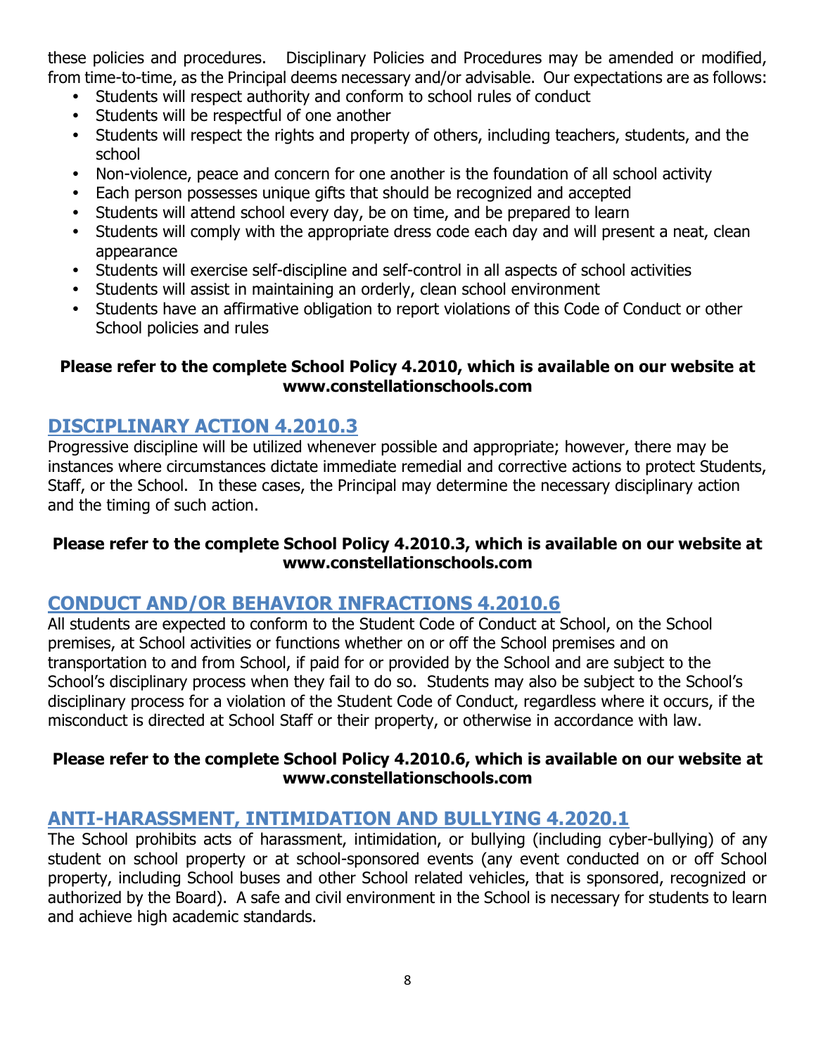these policies and procedures. Disciplinary Policies and Procedures may be amended or modified, from time-to-time, as the Principal deems necessary and/or advisable. Our expectations are as follows:

- Students will respect authority and conform to school rules of conduct
- Students will be respectful of one another
- Students will respect the rights and property of others, including teachers, students, and the school
- Non-violence, peace and concern for one another is the foundation of all school activity
- Each person possesses unique gifts that should be recognized and accepted
- Students will attend school every day, be on time, and be prepared to learn
- Students will comply with the appropriate dress code each day and will present a neat, clean appearance
- Students will exercise self-discipline and self-control in all aspects of school activities
- Students will assist in maintaining an orderly, clean school environment
- Students have an affirmative obligation to report violations of this Code of Conduct or other School policies and rules

**Please refer to the complete School Policy 4.2010, which is available on our website at www.constellationschools.com**

## DISCIPLINARY ACTION 4.2010.3

Progressive discipline will be utilized whenever possible and appropriate; however, there may be instances where circumstances dictate immediate remedial and corrective actions to protect Students, Staff, or the School. In these cases, the Principal may determine the necessary disciplinary action and the timing of such action.

**Please refer to the complete School Policy 4.2010.3, which is available on our website at www.constellationschools.com**

## CONDUCT AND/OR BEHAVIOR INFRACTIONS 4.2010.6

All students are expected to conform to the Student Code of Conduct at School, on the School premises, at School activities or functions whether on or off the School premises and on transportation to and from School, if paid for or provided by the School and are subject to the School's disciplinary process when they fail to do so. Students may also be subject to the School's disciplinary process for a violation of the Student Code of Conduct, regardless where it occurs, if the misconduct is directed at School Staff or their property, or otherwise in accordance with law.

**Please refer to the complete School Policy 4.2010.6, which is available on our website at www.constellationschools.com**

## ANTI-HARASSMENT, INTIMIDATION AND BULLYING 4.2020.1

The School prohibits acts of harassment, intimidation, or bullying (including cyber-bullying) of any student on school property or at school-sponsored events (any event conducted on or off School property, including School buses and other School related vehicles, that is sponsored, recognized or authorized by the Board). A safe and civil environment in the School is necessary for students to learn and achieve high academic standards.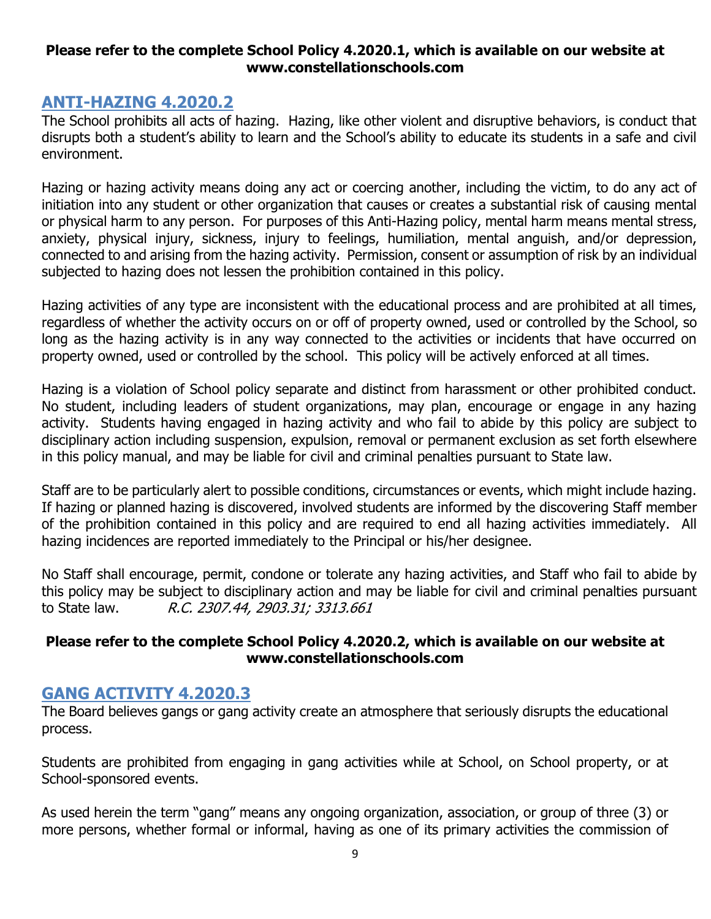**Please refer to the complete School Policy 4.2020.1, which is available on our website at www.constellationschools.com**

## ANTI-HAZING 4.2020.2

The School prohibits all acts of hazing. Hazing, like other violent and disruptive behaviors, is conduct that disrupts both a student's ability to learn and the School's ability to educate its students in a safe and civil environment.

Hazing or hazing activity means doing any act or coercing another, including the victim, to do any act of initiation into any student or other organization that causes or creates a substantial risk of causing mental or physical harm to any person. For purposes of this Anti-Hazing policy, mental harm means mental stress, anxiety, physical injury, sickness, injury to feelings, humiliation, mental anguish, and/or depression, connected to and arising from the hazing activity. Permission, consent or assumption of risk by an individual subjected to hazing does not lessen the prohibition contained in this policy.

Hazing activities of any type are inconsistent with the educational process and are prohibited at all times, regardless of whether the activity occurs on or off of property owned, used or controlled by the School, so long as the hazing activity is in any way connected to the activities or incidents that have occurred on property owned, used or controlled by the school. This policy will be actively enforced at all times.

Hazing is a violation of School policy separate and distinct from harassment or other prohibited conduct. No student, including leaders of student organizations, may plan, encourage or engage in any hazing activity. Students having engaged in hazing activity and who fail to abide by this policy are subject to disciplinary action including suspension, expulsion, removal or permanent exclusion as set forth elsewhere in this policy manual, and may be liable for civil and criminal penalties pursuant to State law.

Staff are to be particularly alert to possible conditions, circumstances or events, which might include hazing. If hazing or planned hazing is discovered, involved students are informed by the discovering Staff member of the prohibition contained in this policy and are required to end all hazing activities immediately. All hazing incidences are reported immediately to the Principal or his/her designee.

No Staff shall encourage, permit, condone or tolerate any hazing activities, and Staff who fail to abide by this policy may be subject to disciplinary action and may be liable for civil and criminal penalties pursuant to State law. *R.C. 2307.44, 2903.31; 3313.661*

**Please refer to the complete School Policy 4.2020.2, which is available on our website at www.constellationschools.com**

## GANG ACTIVITY 4.2020.3

The Board believes gangs or gang activity create an atmosphere that seriously disrupts the educational process.

Students are prohibited from engaging in gang activities while at School, on School property, or at School-sponsored events.

As used herein the term "gang" means any ongoing organization, association, or group of three (3) or more persons, whether formal or informal, having as one of its primary activities the commission of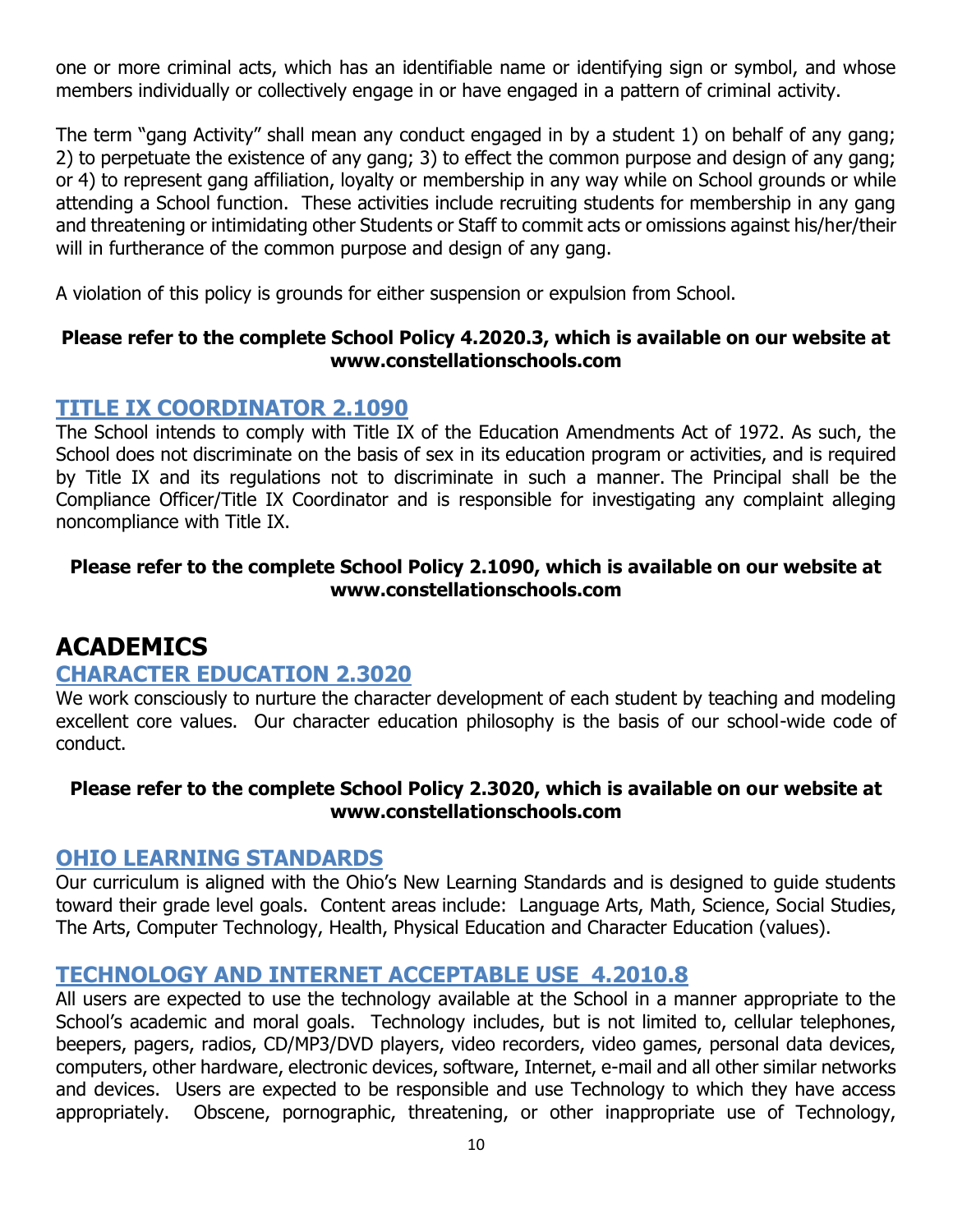one or more criminal acts, which has an identifiable name or identifying sign or symbol, and whose members individually or collectively engage in or have engaged in a pattern of criminal activity.

The term "gang Activity" shall mean any conduct engaged in by a student 1) on behalf of any gang; 2) to perpetuate the existence of any gang; 3) to effect the common purpose and design of any gang; or 4) to represent gang affiliation, loyalty or membership in any way while on School grounds or while attending a School function. These activities include recruiting students for membership in any gang and threatening or intimidating other Students or Staff to commit acts or omissions against his/her/their will in furtherance of the common purpose and design of any gang.

A violation of this policy is grounds for either suspension or expulsion from School.

**Please refer to the complete School Policy 4.2020.3, which is available on our website at www.constellationschools.com**

### TITLE IX COORDINATOR 2.1090

The School intends to comply with Title IX of the Education Amendments Act of 1972. As such, the School does not discriminate on the basis of sex in its education program or activities, and is required by Title IX and its regulations not to discriminate in such a manner. The Principal shall be the Compliance Officer/Title IX Coordinator and is responsible for investigating any complaint alleging noncompliance with Title IX.

**Please refer to the complete School Policy 2.1090, which is available on our website at www.constellationschools.com**

## ACADEMICS

### CHARACTER EDUCATION 2.3020

We work consciously to nurture the character development of each student by teaching and modeling excellent core values. Our character education philosophy is the basis of our school-wide code of conduct.

**Please refer to the complete School Policy 2.3020, which is available on our website at www.constellationschools.com**

### OHIO LEARNING STANDARDS

Our curriculum is aligned with the Ohio's New Learning Standards and is designed to guide students toward their grade level goals. Content areas include: Language Arts, Math, Science, Social Studies, The Arts, Computer Technology, Health, Physical Education and Character Education (values).

### TECHNOLOGY AND INTERNET ACCEPTABLE USE 4.2010.8

All users are expected to use the technology available at the School in a manner appropriate to the School's academic and moral goals. Technology includes, but is not limited to, cellular telephones, beepers, pagers, radios, CD/MP3/DVD players, video recorders, video games, personal data devices, computers, other hardware, electronic devices, software, Internet, e-mail and all other similar networks and devices. Users are expected to be responsible and use Technology to which they have access appropriately. Obscene, pornographic, threatening, or other inappropriate use of Technology,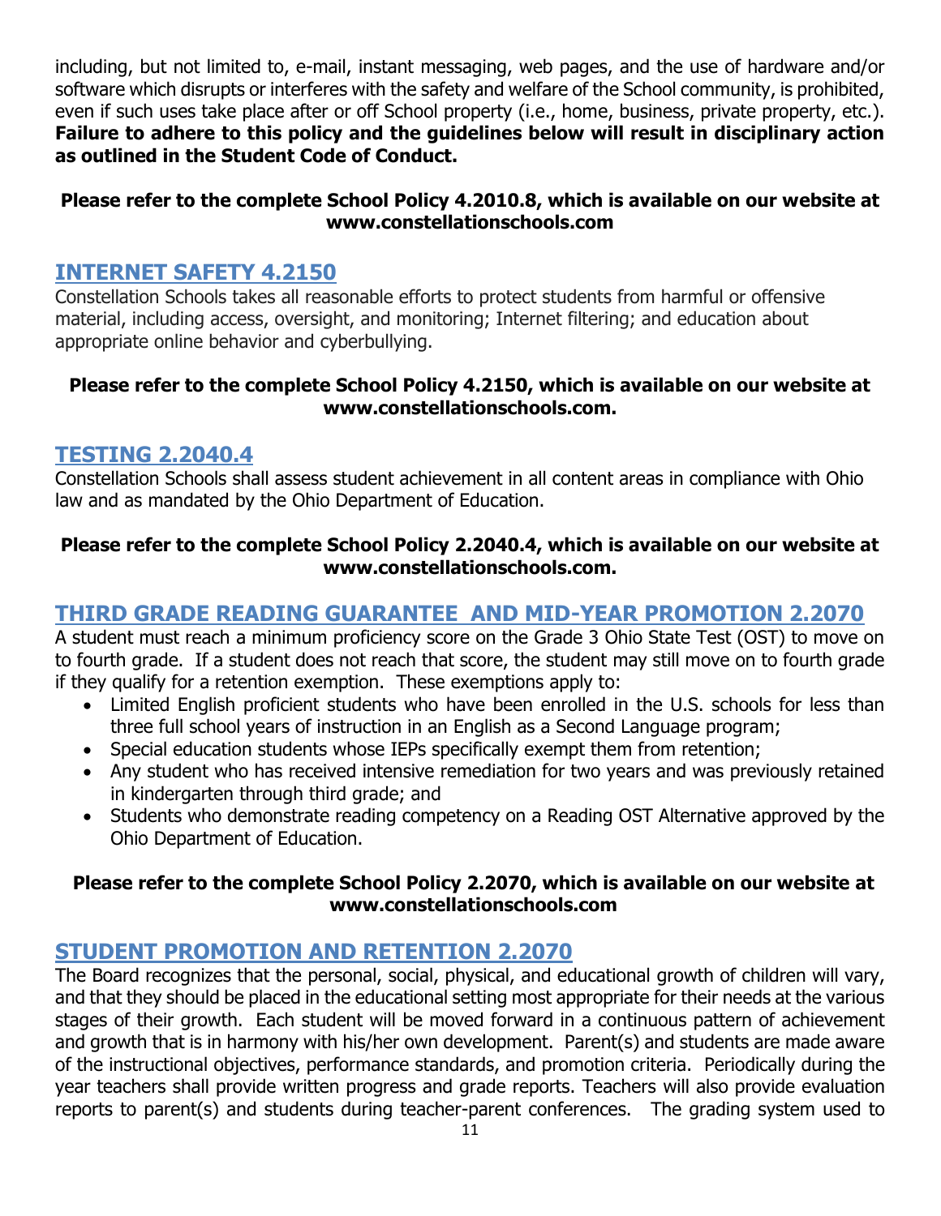including, but not limited to, e-mail, instant messaging, web pages, and the use of hardware and/or software which disrupts or interferes with the safety and welfare of the School community, is prohibited, even if such uses take place after or off School property (i.e., home, business, private property, etc.). **Failure to adhere to this policy and the guidelines below will result in disciplinary action as outlined in the Student Code of Conduct.**

**Please refer to the complete School Policy 4.2010.8, which is available on our website at www.constellationschools.com**

## INTERNET SAFETY 4.2150

Constellation Schools takes all reasonable efforts to protect students from harmful or offensive material, including access, oversight, and monitoring; Internet filtering; and education about appropriate online behavior and cyberbullying.

**Please refer to the complete School Policy 4.2150, which is available on our website at www.constellationschools.com.**

## TESTING 2.2040.4

Constellation Schools shall assess student achievement in all content areas in compliance with Ohio law and as mandated by the Ohio Department of Education.

**Please refer to the complete School Policy 2.2040.4, which is available on our website at www.constellationschools.com.**

## THIRD GRADE READING GUARANTEE AND MID-YEAR PROMOTION 2.2070

A student must reach a minimum proficiency score on the Grade 3 Ohio State Test (OST) to move on to fourth grade. If a student does not reach that score, the student may still move on to fourth grade if they qualify for a retention exemption. These exemptions apply to:

- Limited English proficient students who have been enrolled in the U.S. schools for less than three full school years of instruction in an English as a Second Language program;
- Special education students whose IEPs specifically exempt them from retention;
- Any student who has received intensive remediation for two years and was previously retained in kindergarten through third grade; and
- Students who demonstrate reading competency on a Reading OST Alternative approved by the Ohio Department of Education.

**Please refer to the complete School Policy 2.2070, which is available on our website at www.constellationschools.com**

## STUDENT PROMOTION AND RETENTION 2.2070

The Board recognizes that the personal, social, physical, and educational growth of children will vary, and that they should be placed in the educational setting most appropriate for their needs at the various stages of their growth. Each student will be moved forward in a continuous pattern of achievement and growth that is in harmony with his/her own development. Parent(s) and students are made aware of the instructional objectives, performance standards, and promotion criteria. Periodically during the year teachers shall provide written progress and grade reports. Teachers will also provide evaluation reports to parent(s) and students during teacher-parent conferences. The grading system used to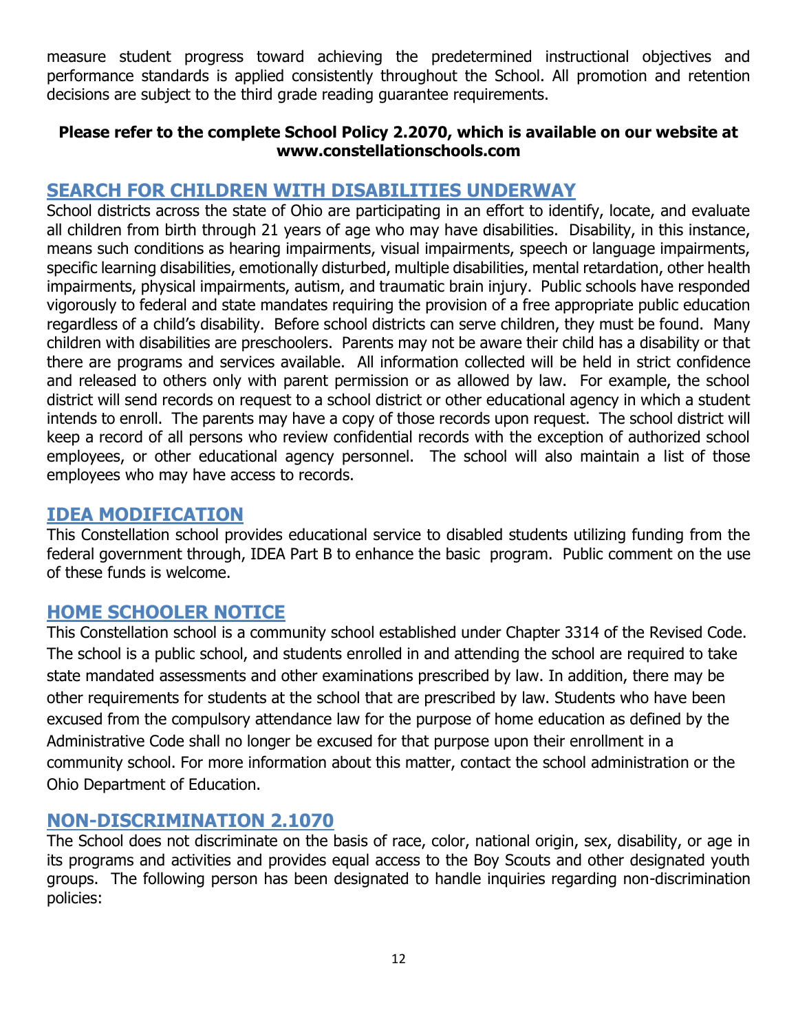measure student progress toward achieving the predetermined instructional objectives and performance standards is applied consistently throughout the School. All promotion and retention decisions are subject to the third grade reading guarantee requirements.

**Please refer to the complete School Policy 2.2070, which is available on our website at www.constellationschools.com**

## SEARCH FOR CHILDREN WITH DISABILITIES UNDERWAY

School districts across the state of Ohio are participating in an effort to identify, locate, and evaluate all children from birth through 21 years of age who may have disabilities. Disability, in this instance, means such conditions as hearing impairments, visual impairments, speech or language impairments, specific learning disabilities, emotionally disturbed, multiple disabilities, mental retardation, other health impairments, physical impairments, autism, and traumatic brain injury. Public schools have responded vigorously to federal and state mandates requiring the provision of a free appropriate public education regardless of a child's disability. Before school districts can serve children, they must be found. Many children with disabilities are preschoolers. Parents may not be aware their child has a disability or that there are programs and services available. All information collected will be held in strict confidence and released to others only with parent permission or as allowed by law. For example, the school district will send records on request to a school district or other educational agency in which a student intends to enroll. The parents may have a copy of those records upon request. The school district will keep a record of all persons who review confidential records with the exception of authorized school employees, or other educational agency personnel. The school will also maintain a list of those employees who may have access to records.

## IDEA MODIFICATION

This Constellation school provides educational service to disabled students utilizing funding from the federal government through, IDEA Part B to enhance the basic program. Public comment on the use of these funds is welcome.

## HOME SCHOOLER NOTICE

This Constellation school is a community school established under Chapter 3314 of the Revised Code. The school is a public school, and students enrolled in and attending the school are required to take state mandated assessments and other examinations prescribed by law. In addition, there may be other requirements for students at the school that are prescribed by law. Students who have been excused from the compulsory attendance law for the purpose of home education as defined by the Administrative Code shall no longer be excused for that purpose upon their enrollment in a community school. For more information about this matter, contact the school administration or the Ohio Department of Education.

## NON-DISCRIMINATION 2.1070

The School does not discriminate on the basis of race, color, national origin, sex, disability, or age in its programs and activities and provides equal access to the Boy Scouts and other designated youth groups. The following person has been designated to handle inquiries regarding non-discrimination policies: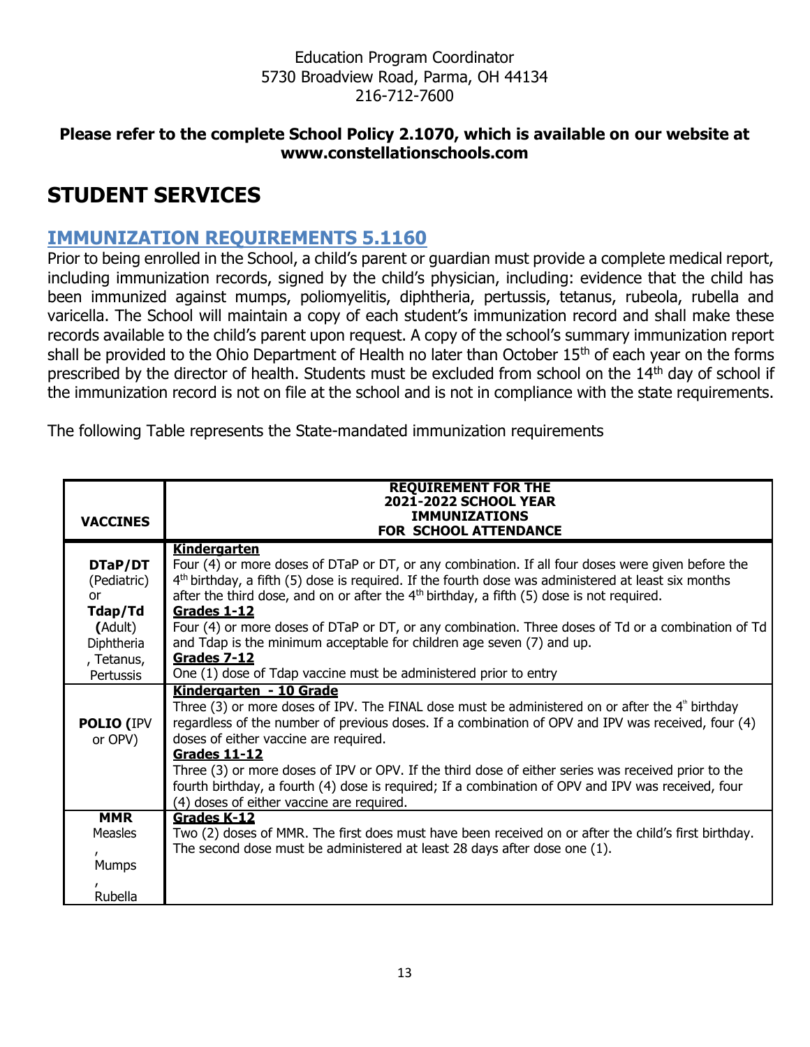Education Program Coordinator
5730 Broadview Road, Parma, OH 44134
216-712-7600

**Please refer to the complete School Policy 2.1070, which is available on our website at www.constellationschools.com**

# STUDENT SERVICES

## IMMUNIZATION REQUIREMENTS 5.1160

Prior to being enrolled in the School, a child's parent or guardian must provide a complete medical report, including immunization records, signed by the child's physician, including: evidence that the child has been immunized against mumps, poliomyelitis, diphtheria, pertussis, tetanus, rubeola, rubella and varicella. The School will maintain a copy of each student's immunization record and shall make these records available to the child's parent upon request. A copy of the school's summary immunization report shall be provided to the Ohio Department of Health no later than October 15th of each year on the forms prescribed by the director of health. Students must be excluded from school on the 14th day of school if the immunization record is not on file at the school and is not in compliance with the state requirements.

The following Table represents the State-mandated immunization requirements

| VACCINES | REQUIREMENT FOR THE 2021-2022 SCHOOL YEAR IMMUNIZATIONS FOR SCHOOL ATTENDANCE |
|---|---|
| **DTaP/DT** (Pediatric) or **Tdap/Td** (Adult) Diphtheria, Tetanus, Pertussis | **Kindergarten** Four (4) or more doses of DTaP or DT, or any combination. If all four doses were given before the 4th birthday, a fifth (5) dose is required. If the fourth dose was administered at least six months after the third dose, and on or after the 4th birthday, a fifth (5) dose is not required. **Grades 1-12** Four (4) or more doses of DTaP or DT, or any combination. Three doses of Td or a combination of Td and Tdap is the minimum acceptable for children age seven (7) and up. **Grades 7-12** One (1) dose of Tdap vaccine must be administered prior to entry |
| **POLIO (**IPV or OPV) | **Kindergarten - 10 Grade** Three (3) or more doses of IPV. The FINAL dose must be administered on or after the 4th birthday regardless of the number of previous doses. If a combination of OPV and IPV was received, four (4) doses of either vaccine are required. **Grades 11-12** Three (3) or more doses of IPV or OPV. If the third dose of either series was received prior to the fourth birthday, a fourth (4) dose is required; If a combination of OPV and IPV was received, four (4) doses of either vaccine are required. |
| **MMR** Measles, Mumps, Rubella | **Grades K-12** Two (2) doses of MMR. The first does must have been received on or after the child's first birthday. The second dose must be administered at least 28 days after dose one (1). |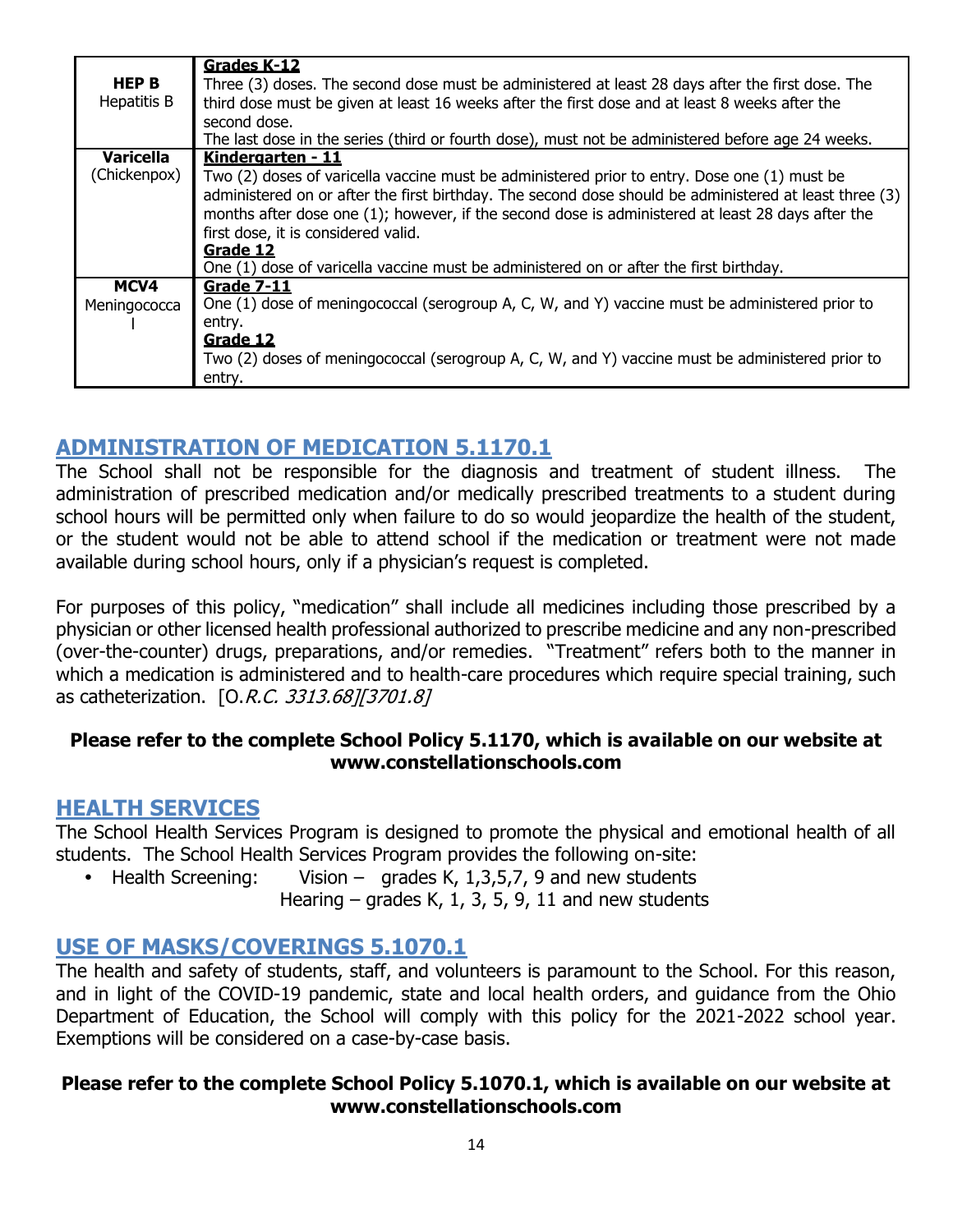| | |
|---|---|
| **HEP B** Hepatitis B | **Grades K-12**<br>Three (3) doses. The second dose must be administered at least 28 days after the first dose. The third dose must be given at least 16 weeks after the first dose and at least 8 weeks after the second dose.<br>The last dose in the series (third or fourth dose), must not be administered before age 24 weeks. |
| **Varicella** (Chickenpox) | **Kindergarten - 11**<br>Two (2) doses of varicella vaccine must be administered prior to entry. Dose one (1) must be administered on or after the first birthday. The second dose should be administered at least three (3) months after dose one (1); however, if the second dose is administered at least 28 days after the first dose, it is considered valid.<br>**Grade 12**<br>One (1) dose of varicella vaccine must be administered on or after the first birthday. |
| **MCV4** Meningococcal | **Grade 7-11**<br>One (1) dose of meningococcal (serogroup A, C, W, and Y) vaccine must be administered prior to entry.<br>**Grade 12**<br>Two (2) doses of meningococcal (serogroup A, C, W, and Y) vaccine must be administered prior to entry. |

## ADMINISTRATION OF MEDICATION 5.1170.1

The School shall not be responsible for the diagnosis and treatment of student illness. The administration of prescribed medication and/or medically prescribed treatments to a student during school hours will be permitted only when failure to do so would jeopardize the health of the student, or the student would not be able to attend school if the medication or treatment were not made available during school hours, only if a physician's request is completed.

For purposes of this policy, "medication" shall include all medicines including those prescribed by a physician or other licensed health professional authorized to prescribe medicine and any non-prescribed (over-the-counter) drugs, preparations, and/or remedies. "Treatment" refers both to the manner in which a medication is administered and to health-care procedures which require special training, such as catheterization. [O.*R.C. 3313.68][3701.8]*

**Please refer to the complete School Policy 5.1170, which is available on our website at www.constellationschools.com**

## HEALTH SERVICES

The School Health Services Program is designed to promote the physical and emotional health of all students. The School Health Services Program provides the following on-site:

- Health Screening: Vision – grades K, 1,3,5,7, 9 and new students
  Hearing – grades K, 1, 3, 5, 9, 11 and new students

## USE OF MASKS/COVERINGS 5.1070.1

The health and safety of students, staff, and volunteers is paramount to the School. For this reason, and in light of the COVID-19 pandemic, state and local health orders, and guidance from the Ohio Department of Education, the School will comply with this policy for the 2021-2022 school year. Exemptions will be considered on a case-by-case basis.

**Please refer to the complete School Policy 5.1070.1, which is available on our website at www.constellationschools.com**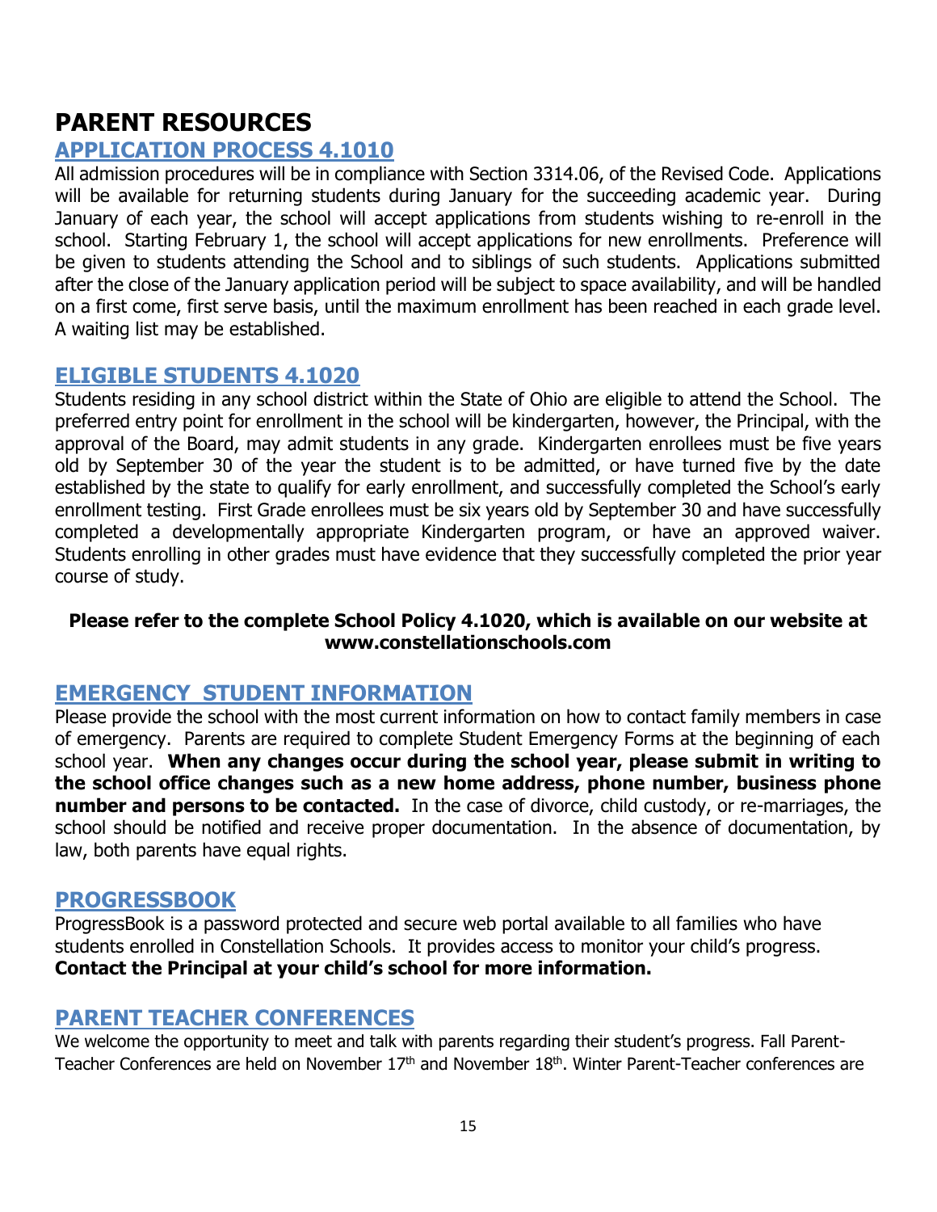# PARENT RESOURCES

## APPLICATION PROCESS 4.1010

All admission procedures will be in compliance with Section 3314.06, of the Revised Code. Applications will be available for returning students during January for the succeeding academic year. During January of each year, the school will accept applications from students wishing to re-enroll in the school. Starting February 1, the school will accept applications for new enrollments. Preference will be given to students attending the School and to siblings of such students. Applications submitted after the close of the January application period will be subject to space availability, and will be handled on a first come, first serve basis, until the maximum enrollment has been reached in each grade level. A waiting list may be established.

## ELIGIBLE STUDENTS 4.1020

Students residing in any school district within the State of Ohio are eligible to attend the School. The preferred entry point for enrollment in the school will be kindergarten, however, the Principal, with the approval of the Board, may admit students in any grade. Kindergarten enrollees must be five years old by September 30 of the year the student is to be admitted, or have turned five by the date established by the state to qualify for early enrollment, and successfully completed the School's early enrollment testing. First Grade enrollees must be six years old by September 30 and have successfully completed a developmentally appropriate Kindergarten program, or have an approved waiver. Students enrolling in other grades must have evidence that they successfully completed the prior year course of study.

**Please refer to the complete School Policy 4.1020, which is available on our website at www.constellationschools.com**

## EMERGENCY STUDENT INFORMATION

Please provide the school with the most current information on how to contact family members in case of emergency. Parents are required to complete Student Emergency Forms at the beginning of each school year. **When any changes occur during the school year, please submit in writing to the school office changes such as a new home address, phone number, business phone number and persons to be contacted.** In the case of divorce, child custody, or re-marriages, the school should be notified and receive proper documentation. In the absence of documentation, by law, both parents have equal rights.

## PROGRESSBOOK

ProgressBook is a password protected and secure web portal available to all families who have students enrolled in Constellation Schools. It provides access to monitor your child's progress. **Contact the Principal at your child's school for more information.**

## PARENT TEACHER CONFERENCES

We welcome the opportunity to meet and talk with parents regarding their student's progress. Fall Parent-Teacher Conferences are held on November 17th and November 18th. Winter Parent-Teacher conferences are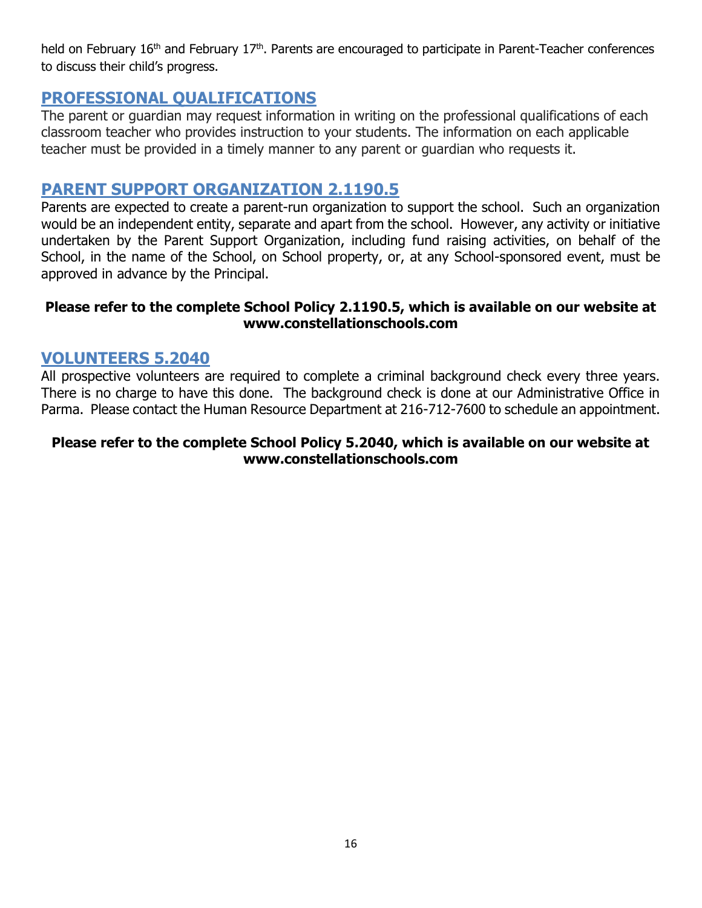held on February 16th and February 17th. Parents are encouraged to participate in Parent-Teacher conferences to discuss their child's progress.

## PROFESSIONAL QUALIFICATIONS

The parent or guardian may request information in writing on the professional qualifications of each classroom teacher who provides instruction to your students. The information on each applicable teacher must be provided in a timely manner to any parent or guardian who requests it.

## PARENT SUPPORT ORGANIZATION 2.1190.5

Parents are expected to create a parent-run organization to support the school. Such an organization would be an independent entity, separate and apart from the school. However, any activity or initiative undertaken by the Parent Support Organization, including fund raising activities, on behalf of the School, in the name of the School, on School property, or, at any School-sponsored event, must be approved in advance by the Principal.

**Please refer to the complete School Policy 2.1190.5, which is available on our website at www.constellationschools.com**

## VOLUNTEERS 5.2040

All prospective volunteers are required to complete a criminal background check every three years. There is no charge to have this done. The background check is done at our Administrative Office in Parma. Please contact the Human Resource Department at 216-712-7600 to schedule an appointment.

**Please refer to the complete School Policy 5.2040, which is available on our website at www.constellationschools.com**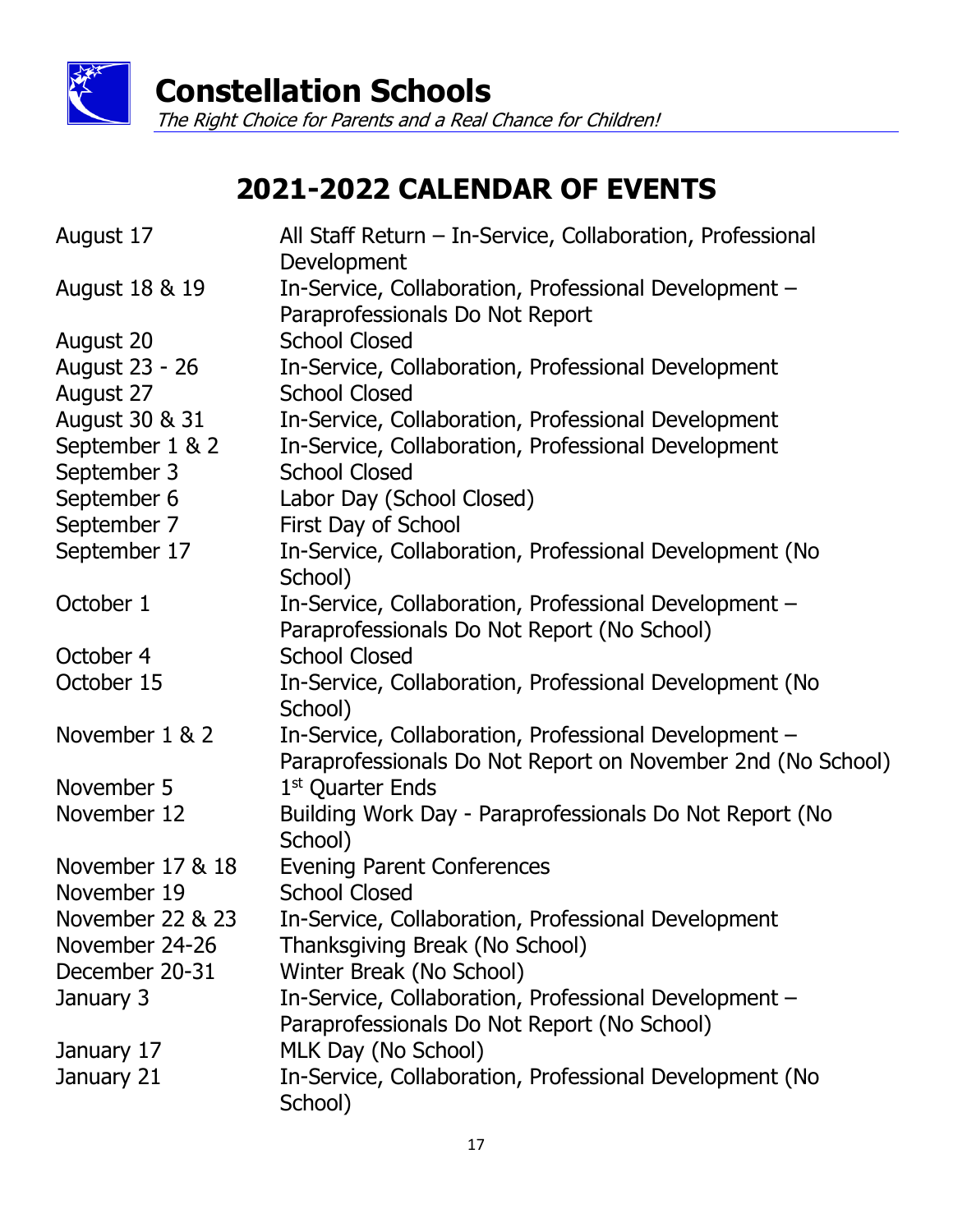# Constellation Schools

*The Right Choice for Parents and a Real Chance for Children!*

## 2021-2022 CALENDAR OF EVENTS

| | |
|---|---|
| August 17 | All Staff Return – In-Service, Collaboration, Professional Development |
| August 18 & 19 | In-Service, Collaboration, Professional Development – Paraprofessionals Do Not Report |
| August 20 | School Closed |
| August 23 - 26 | In-Service, Collaboration, Professional Development |
| August 27 | School Closed |
| August 30 & 31 | In-Service, Collaboration, Professional Development |
| September 1 & 2 | In-Service, Collaboration, Professional Development |
| September 3 | School Closed |
| September 6 | Labor Day (School Closed) |
| September 7 | First Day of School |
| September 17 | In-Service, Collaboration, Professional Development (No School) |
| October 1 | In-Service, Collaboration, Professional Development – Paraprofessionals Do Not Report (No School) |
| October 4 | School Closed |
| October 15 | In-Service, Collaboration, Professional Development (No School) |
| November 1 & 2 | In-Service, Collaboration, Professional Development – Paraprofessionals Do Not Report on November 2nd (No School) |
| November 5 | 1st Quarter Ends |
| November 12 | Building Work Day - Paraprofessionals Do Not Report (No School) |
| November 17 & 18 | Evening Parent Conferences |
| November 19 | School Closed |
| November 22 & 23 | In-Service, Collaboration, Professional Development |
| November 24-26 | Thanksgiving Break (No School) |
| December 20-31 | Winter Break (No School) |
| January 3 | In-Service, Collaboration, Professional Development – Paraprofessionals Do Not Report (No School) |
| January 17 | MLK Day (No School) |
| January 21 | In-Service, Collaboration, Professional Development (No School) |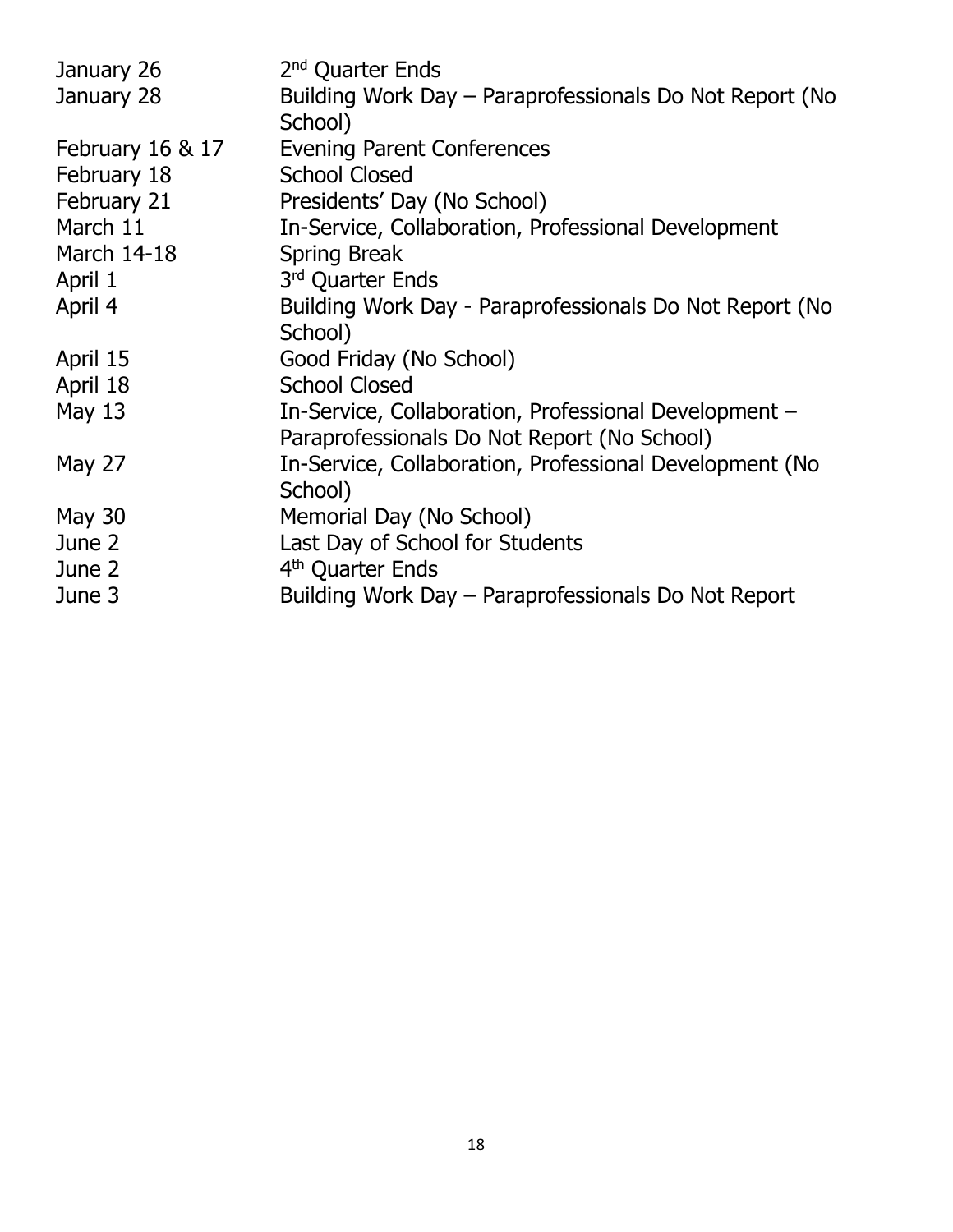| | |
|---|---|
| January 26 | 2nd Quarter Ends |
| January 28 | Building Work Day – Paraprofessionals Do Not Report (No School) |
| February 16 & 17 | Evening Parent Conferences |
| February 18 | School Closed |
| February 21 | Presidents' Day (No School) |
| March 11 | In-Service, Collaboration, Professional Development |
| March 14-18 | Spring Break |
| April 1 | 3rd Quarter Ends |
| April 4 | Building Work Day - Paraprofessionals Do Not Report (No School) |
| April 15 | Good Friday (No School) |
| April 18 | School Closed |
| May 13 | In-Service, Collaboration, Professional Development – Paraprofessionals Do Not Report (No School) |
| May 27 | In-Service, Collaboration, Professional Development (No School) |
| May 30 | Memorial Day (No School) |
| June 2 | Last Day of School for Students |
| June 2 | 4th Quarter Ends |
| June 3 | Building Work Day – Paraprofessionals Do Not Report |